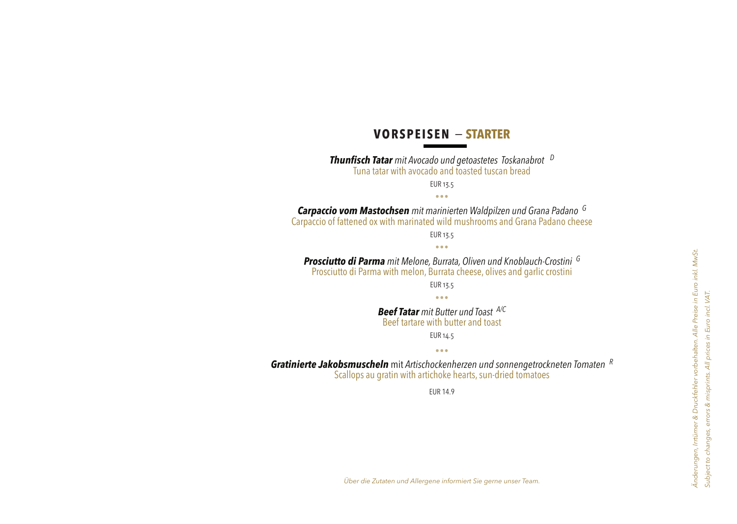## VORSPEISEN – STARTER

***Thunfisch Tatar*** *mit Avocado und getoastetes Toskanabrot* [D]
Tuna tatar with avocado and toasted tuscan bread

EUR 13.5

\*\*\*

***Carpaccio vom Mastochsen*** *mit marinierten Waldpilzen und Grana Padano* [G]
Carpaccio of fattened ox with marinated wild mushrooms and Grana Padano cheese

EUR 13.5

\*\*\*

***Prosciutto di Parma*** *mit Melone, Burrata, Oliven und Knoblauch-Crostini* [G]
Prosciutto di Parma with melon, Burrata cheese, olives and garlic crostini

EUR 13.5

\*\*\*

***Beef Tatar*** *mit Butter und Toast* [A/C]
Beef tartare with butter and toast

EUR 14.5

\*\*\*

***Gratinierte Jakobsmuscheln*** mit *Artischockenherzen und sonnengetrockneten Tomaten* [R]
Scallops au gratin with artichoke hearts, sun-dried tomatoes

EUR 14.9

*Über die Zutaten und Allergene informiert Sie gerne unser Team.*

*Änderungen, Irrtümer & Druckfehler vorbehalten. Alle Preise in Euro inkl. MwSt.*
*Subject to changes, errors & misprints. All prices in Euro incl. VAT.*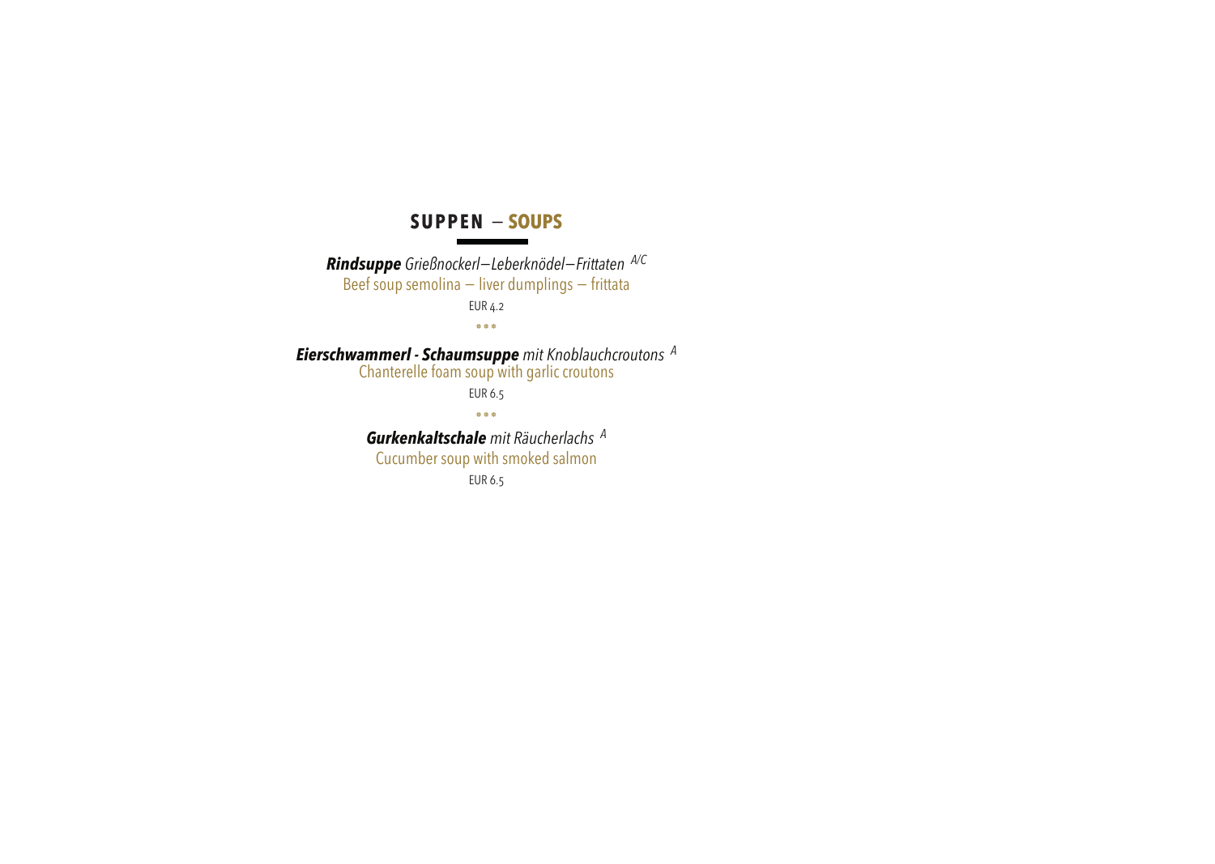## SUPPEN — **SOUPS**

***Rindsuppe*** *Grießnockerl—Leberknödel—Frittaten* [A/C]

Beef soup semolina — liver dumplings — frittata

EUR 4.2

***

***Eierschwammerl - Schaumsuppe*** *mit Knoblauchcroutons* [A]

Chanterelle foam soup with garlic croutons

EUR 6.5

***

***Gurkenkaltschale*** *mit Räucherlachs* [A]

Cucumber soup with smoked salmon

EUR 6.5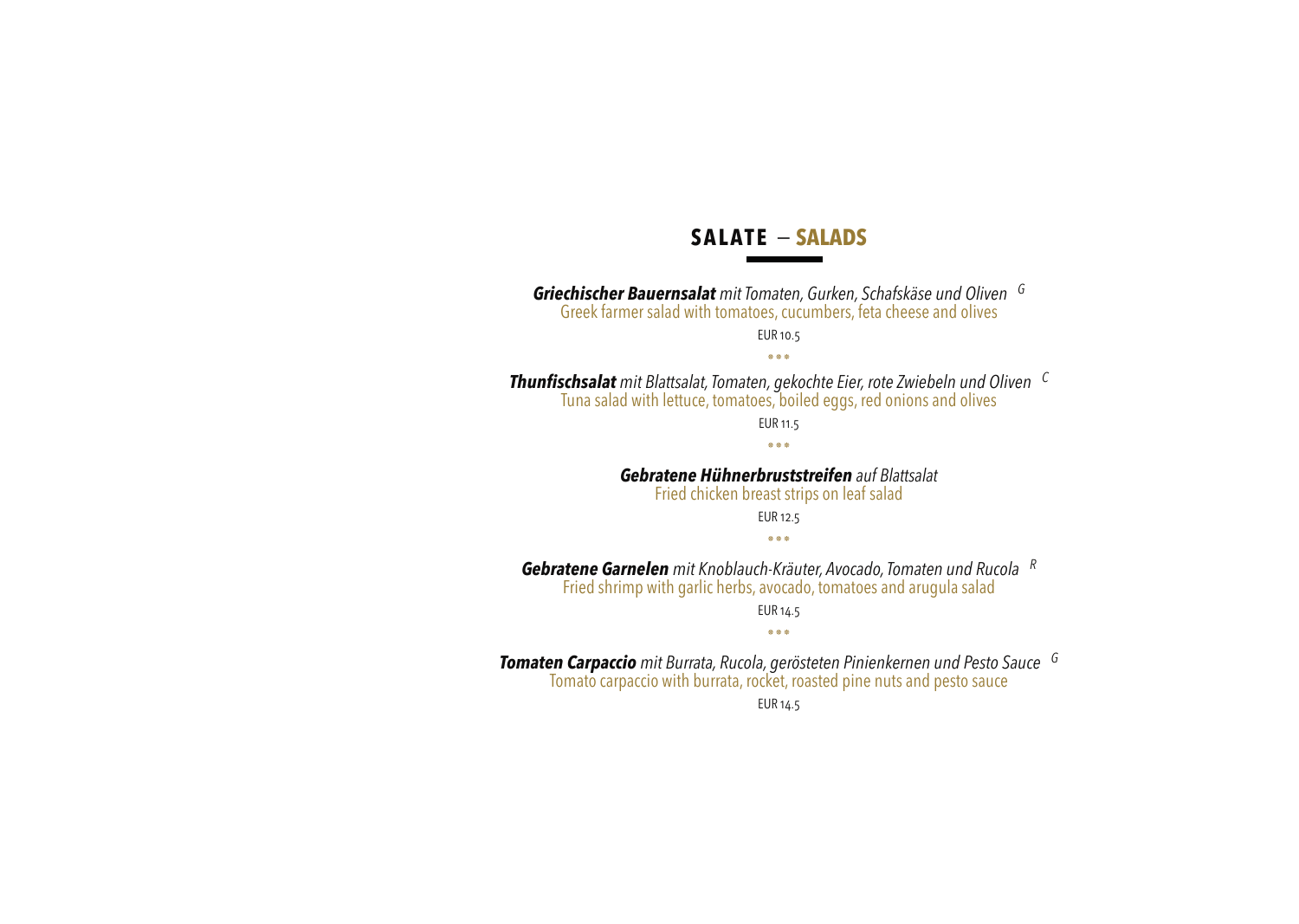## SALATE – SALADS

***Griechischer Bauernsalat*** *mit Tomaten, Gurken, Schafskäse und Oliven* [G]
Greek farmer salad with tomatoes, cucumbers, feta cheese and olives

EUR 10.5

\* \* \*

***Thunfischsalat*** *mit Blattsalat, Tomaten, gekochte Eier, rote Zwiebeln und Oliven* [C]
Tuna salad with lettuce, tomatoes, boiled eggs, red onions and olives

EUR 11.5

\* \* \*

***Gebratene Hühnerbruststreifen*** *auf Blattsalat*
Fried chicken breast strips on leaf salad

EUR 12.5

\* \* \*

***Gebratene Garnelen*** *mit Knoblauch-Kräuter, Avocado, Tomaten und Rucola* [R]
Fried shrimp with garlic herbs, avocado, tomatoes and arugula salad

EUR 14.5

\* \* \*

***Tomaten Carpaccio*** *mit Burrata, Rucola, gerösteten Pinienkernen und Pesto Sauce* [G]
Tomato carpaccio with burrata, rocket, roasted pine nuts and pesto sauce

EUR 14.5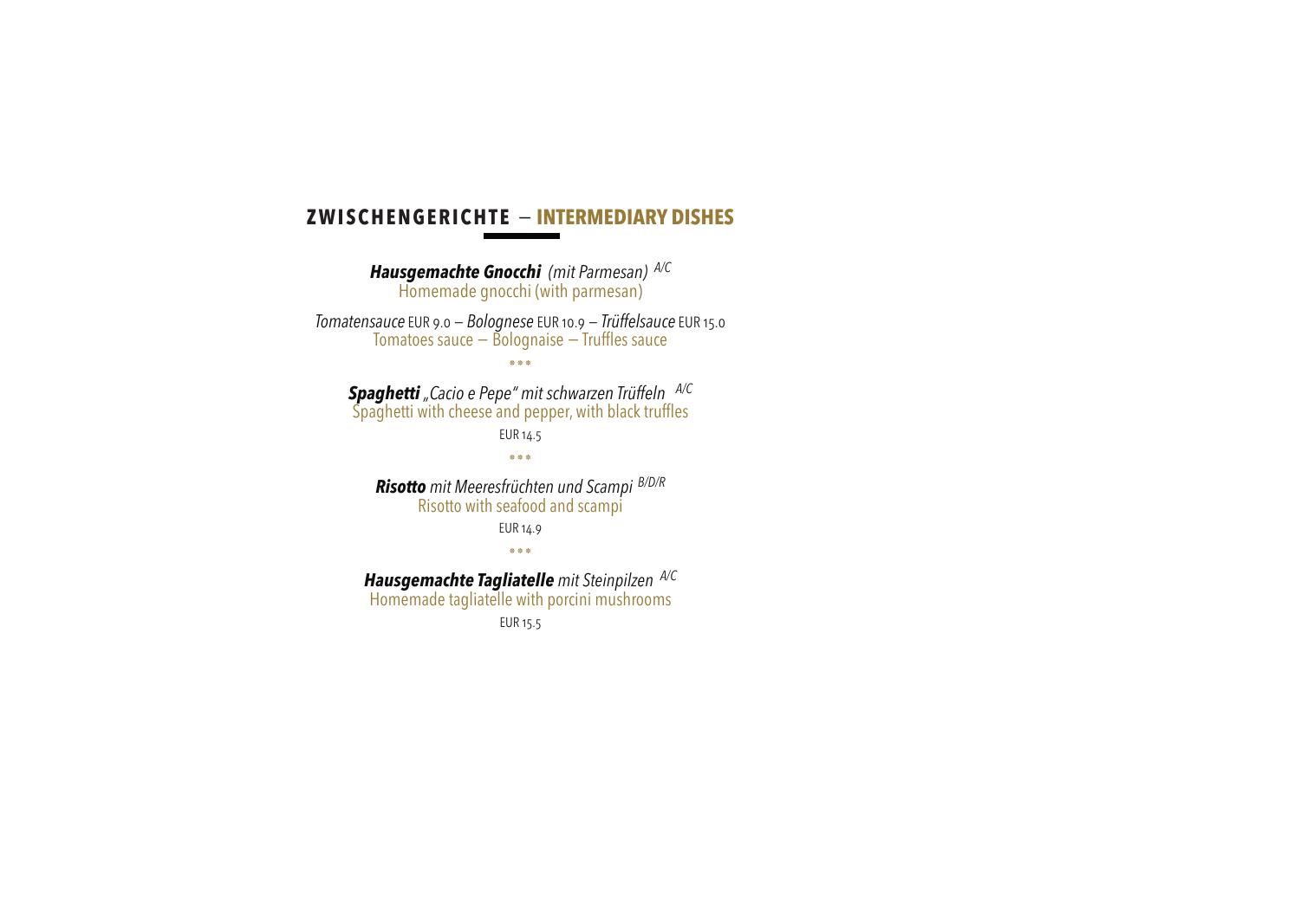## ZWISCHENGERICHTE — INTERMEDIARY DISHES

***Hausgemachte Gnocchi*** *(mit Parmesan)* A/C
Homemade gnocchi (with parmesan)

*Tomatensauce* EUR 9.0 — *Bolognese* EUR 10.9 — *Trüffelsauce* EUR 15.0
Tomatoes sauce — Bolognaise — Truffles sauce

***

***Spaghetti*** *„Cacio e Pepe" mit schwarzen Trüffeln* A/C
Spaghetti with cheese and pepper, with black truffles

EUR 14.5

***

***Risotto*** *mit Meeresfrüchten und Scampi* B/D/R
Risotto with seafood and scampi

EUR 14.9

***

***Hausgemachte Tagliatelle*** *mit Steinpilzen* A/C
Homemade tagliatelle with porcini mushrooms

EUR 15.5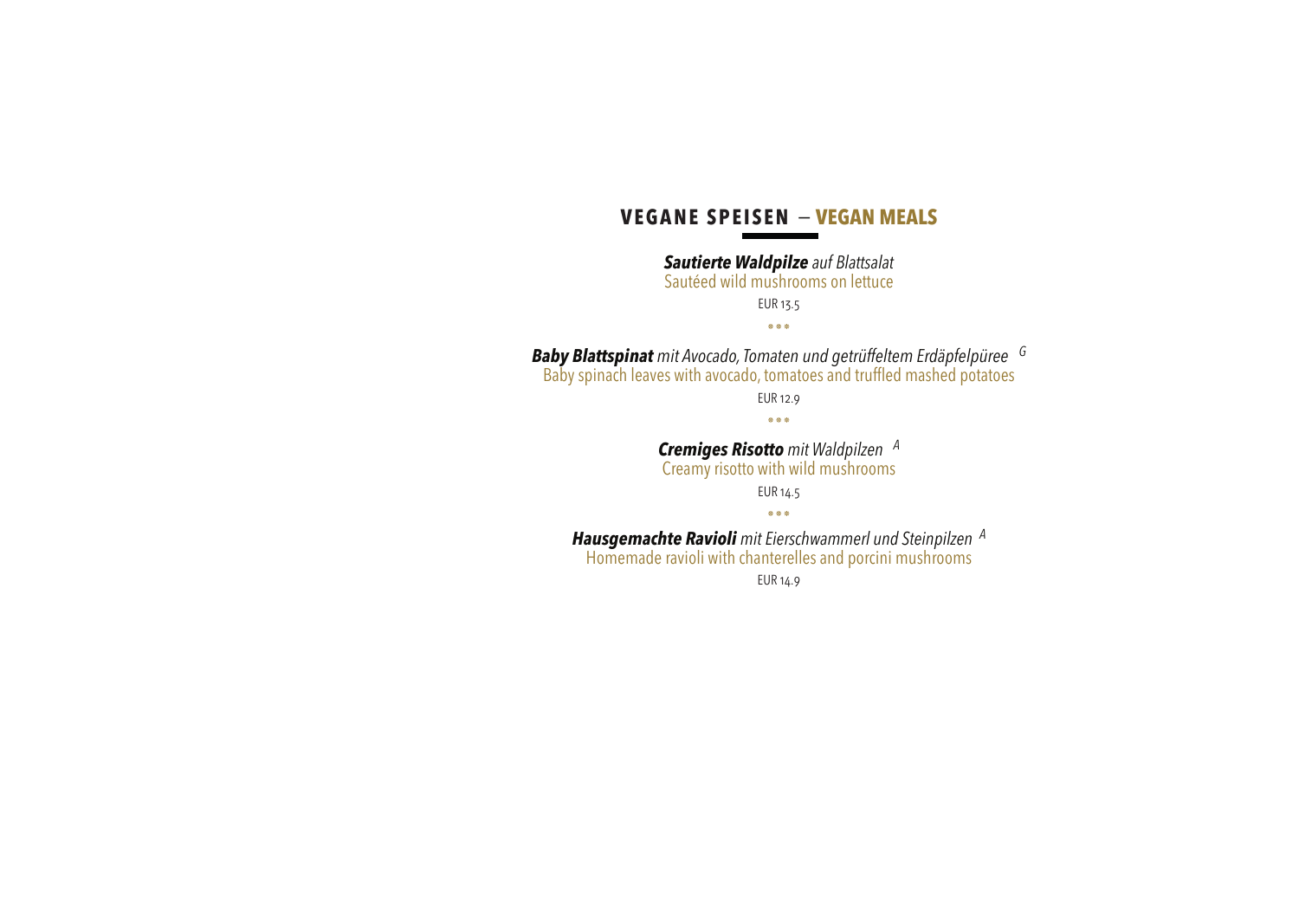## VEGANE SPEISEN – VEGAN MEALS

***Sautierte Waldpilze*** *auf Blattsalat*
Sautéed wild mushrooms on lettuce

EUR 13.5

\* \* \*

***Baby Blattspinat*** *mit Avocado, Tomaten und getrüffeltem Erdäpfelpüree* [G]
Baby spinach leaves with avocado, tomatoes and truffled mashed potatoes

EUR 12.9

\* \* \*

***Cremiges Risotto*** *mit Waldpilzen* [A]
Creamy risotto with wild mushrooms

EUR 14.5

\* \* \*

***Hausgemachte Ravioli*** *mit Eierschwammerl und Steinpilzen* [A]
Homemade ravioli with chanterelles and porcini mushrooms

EUR 14.9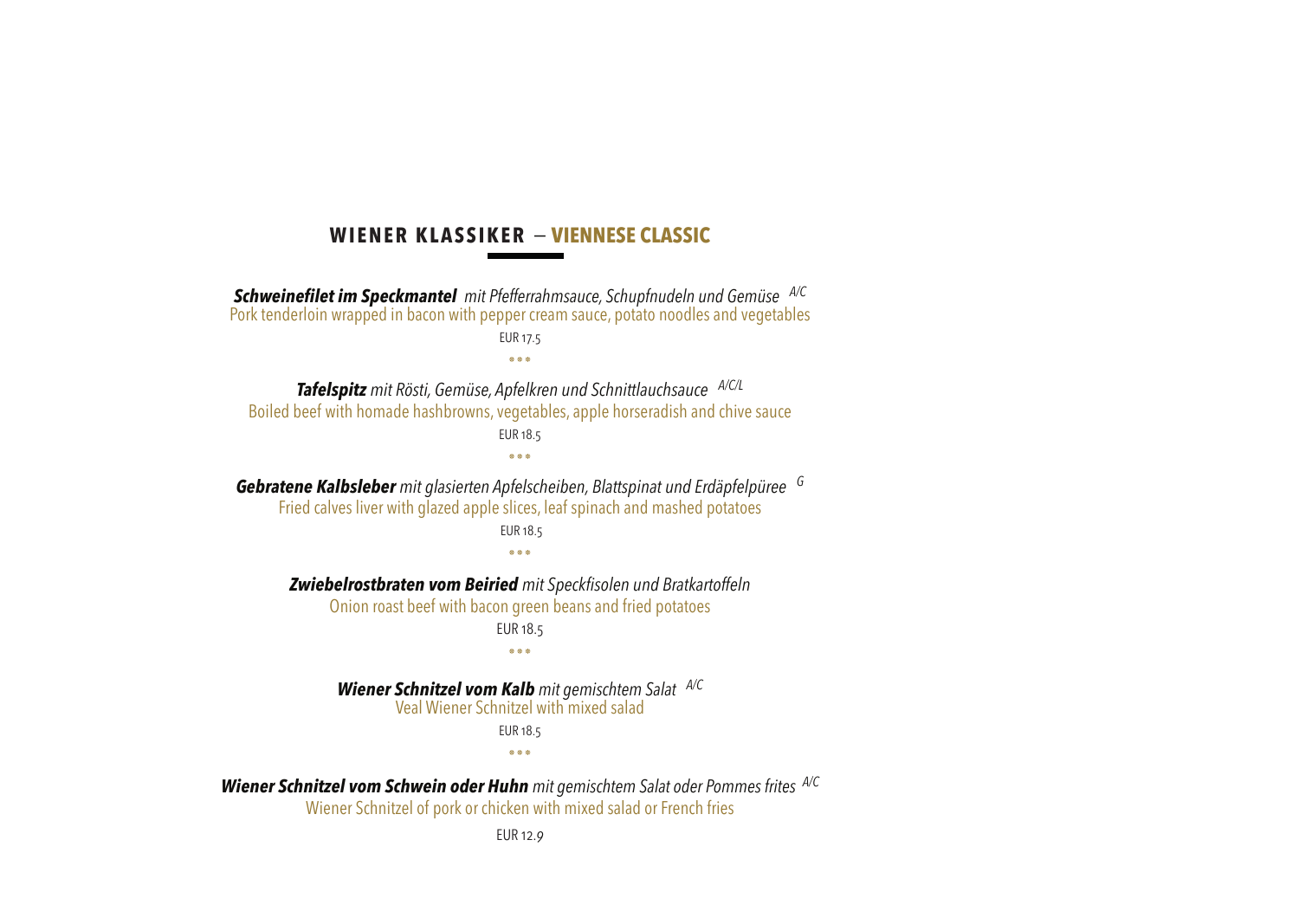## WIENER KLASSIKER — VIENNESE CLASSIC

***Schweinefilet im Speckmantel*** *mit Pfefferrahmsauce, Schupfnudeln und Gemüse* *A/C*
Pork tenderloin wrapped in bacon with pepper cream sauce, potato noodles and vegetables
EUR 17.5

***

***Tafelspitz*** *mit Rösti, Gemüse, Apfelkren und Schnittlauchsauce* *A/C/L*
Boiled beef with homade hashbrowns, vegetables, apple horseradish and chive sauce
EUR 18.5

***

***Gebratene Kalbsleber*** *mit glasierten Apfelscheiben, Blattspinat und Erdäpfelpüree* *G*
Fried calves liver with glazed apple slices, leaf spinach and mashed potatoes
EUR 18.5

***

***Zwiebelrostbraten vom Beiried*** *mit Speckfisolen und Bratkartoffeln*
Onion roast beef with bacon green beans and fried potatoes
EUR 18.5

***

***Wiener Schnitzel vom Kalb*** *mit gemischtem Salat* *A/C*
Veal Wiener Schnitzel with mixed salad
EUR 18.5

***

***Wiener Schnitzel vom Schwein oder Huhn*** *mit gemischtem Salat oder Pommes frites* *A/C*
Wiener Schnitzel of pork or chicken with mixed salad or French fries
EUR 12.9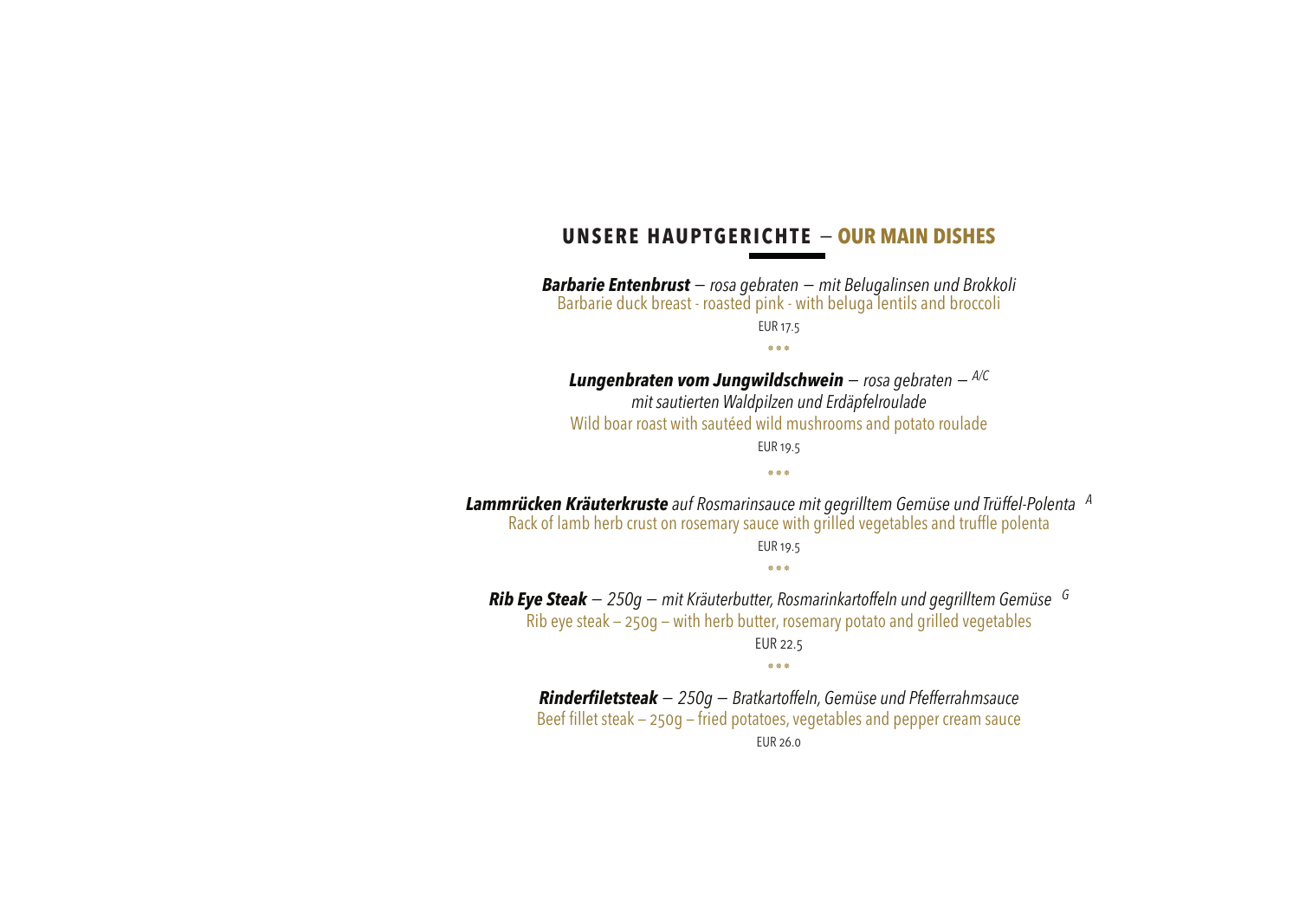## UNSERE HAUPTGERICHTE — OUR MAIN DISHES

***Barbarie Entenbrust*** *— rosa gebraten — mit Belugalinsen und Brokkoli*
Barbarie duck breast - roasted pink - with beluga lentils and broccoli

EUR 17.5

\* \* \*

***Lungenbraten vom Jungwildschwein*** *— rosa gebraten —* *A/C*
*mit sautierten Waldpilzen und Erdäpfelroulade*
Wild boar roast with sautéed wild mushrooms and potato roulade

EUR 19.5

\* \* \*

***Lammrücken Kräuterkruste*** *auf Rosmarinsauce mit gegrilltem Gemüse und Trüffel-Polenta* *A*
Rack of lamb herb crust on rosemary sauce with grilled vegetables and truffle polenta

EUR 19.5

\* \* \*

***Rib Eye Steak*** *— 250g — mit Kräuterbutter, Rosmarinkartoffeln und gegrilltem Gemüse* *G*
Rib eye steak – 250g – with herb butter, rosemary potato and grilled vegetables

EUR 22.5

\* \* \*

***Rinderfiletsteak*** *— 250g — Bratkartoffeln, Gemüse und Pfefferrahmsauce*
Beef fillet steak – 250g – fried potatoes, vegetables and pepper cream sauce

EUR 26.0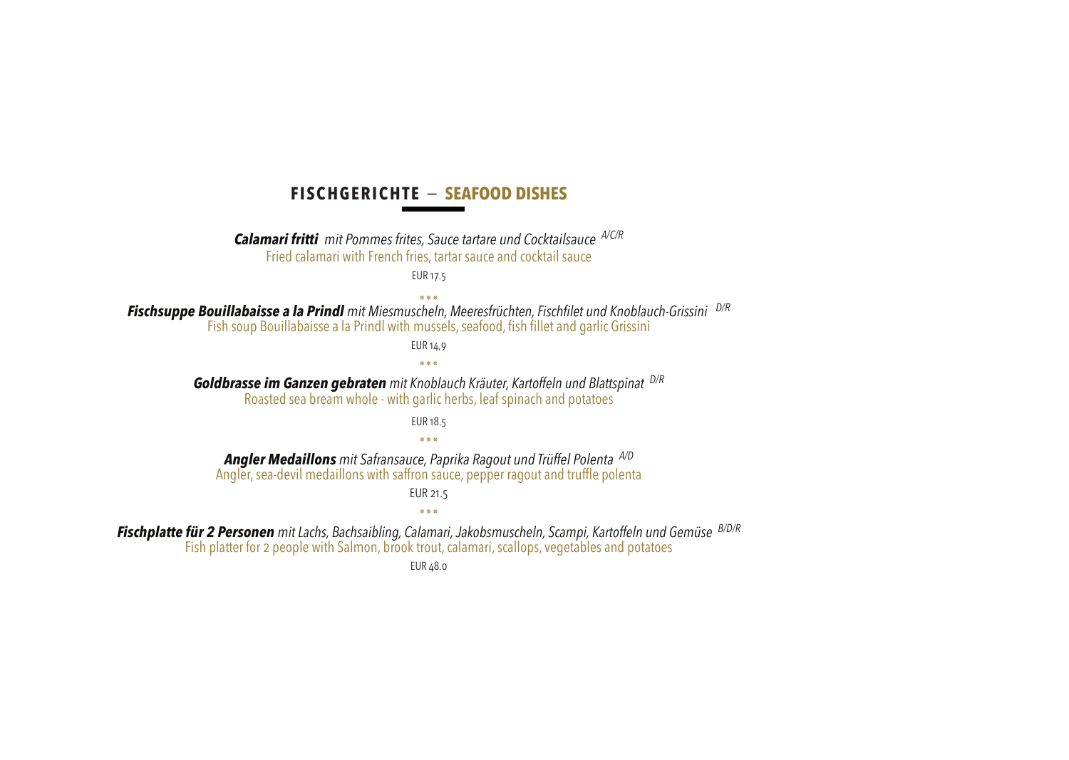## FISCHGERICHTE — SEAFOOD DISHES

***Calamari fritti*** *mit Pommes frites, Sauce tartare und Cocktailsauce* A/C/R
Fried calamari with French fries, tartar sauce and cocktail sauce

EUR 17.5

\* \* \*

***Fischsuppe Bouillabaisse a la Prindl*** *mit Miesmuscheln, Meeresfrüchten, Fischfilet und Knoblauch-Grissini* D/R
Fish soup Bouillabaisse a la Prindl with mussels, seafood, fish fillet and garlic Grissini

EUR 14,9

\* \* \*

***Goldbrasse im Ganzen gebraten*** *mit Knoblauch Kräuter, Kartoffeln und Blattspinat* D/R
Roasted sea bream whole - with garlic herbs, leaf spinach and potatoes

EUR 18.5

\* \* \*

***Angler Medaillons*** *mit Safransauce, Paprika Ragout und Trüffel Polenta* A/D
Angler, sea-devil medaillons with saffron sauce, pepper ragout and truffle polenta

EUR 21.5

\* \* \*

***Fischplatte für 2 Personen*** *mit Lachs, Bachsaibling, Calamari, Jakobsmuscheln, Scampi, Kartoffeln und Gemüse* B/D/R
Fish platter for 2 people with Salmon, brook trout, calamari, scallops, vegetables and potatoes

EUR 48.0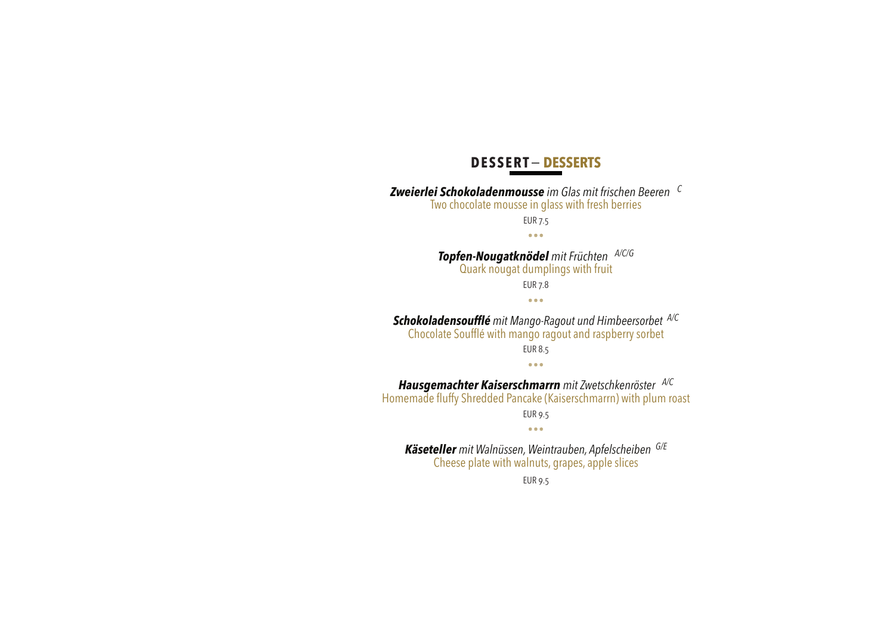## DESSERT – DESSERTS

***Zweierlei Schokoladenmousse*** *im Glas mit frischen Beeren* [C]
Two chocolate mousse in glass with fresh berries

EUR 7.5

\*\*\*

***Topfen-Nougatknödel*** *mit Früchten* [A/C/G]
Quark nougat dumplings with fruit

EUR 7.8

\*\*\*

***Schokoladensoufflé*** *mit Mango-Ragout und Himbeersorbet* [A/C]
Chocolate Soufflé with mango ragout and raspberry sorbet

EUR 8.5

\*\*\*

***Hausgemachter Kaiserschmarrn*** *mit Zwetschkenröster* [A/C]
Homemade fluffy Shredded Pancake (Kaiserschmarrn) with plum roast

EUR 9.5

\*\*\*

***Käseteller*** *mit Walnüssen, Weintrauben, Apfelscheiben* [G/E]
Cheese plate with walnuts, grapes, apple slices

EUR 9.5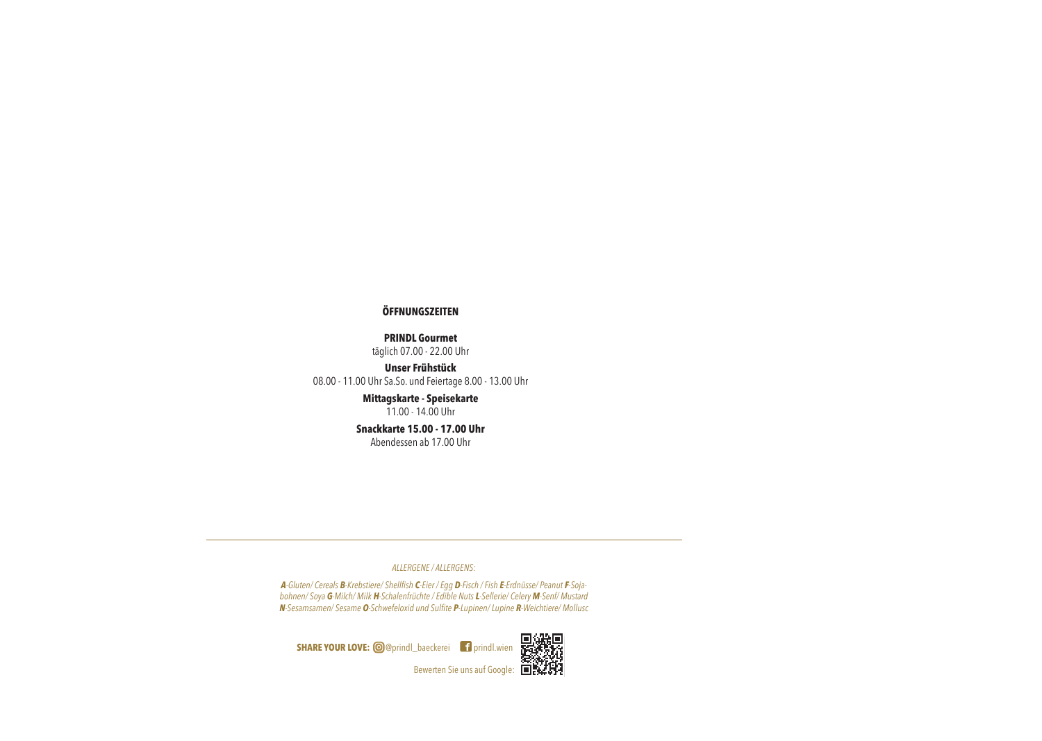## ÖFFNUNGSZEITEN

**PRINDL Gourmet**
täglich 07.00 - 22.00 Uhr

**Unser Frühstück**
08.00 - 11.00 Uhr Sa.So. und Feiertage 8.00 - 13.00 Uhr

**Mittagskarte - Speisekarte**
11.00 - 14.00 Uhr

**Snackkarte 15.00 - 17.00 Uhr**
Abendessen ab 17.00 Uhr

---

*ALLERGENE / ALLERGENS:*

***A****-Gluten/ Cereals* ***B****-Krebstiere/ Shellfish* ***C****-Eier / Egg* ***D****-Fisch / Fish* ***E****-Erdnüsse/ Peanut* ***F****-Sojabohnen/ Soya* ***G****-Milch/ Milk* ***H****-Schalenfrüchte / Edible Nuts* ***L****-Sellerie/ Celery* ***M****-Senf/ Mustard* ***N****-Sesamsamen/ Sesame* ***O****-Schwefeloxid und Sulfite* ***P****-Lupinen/ Lupine* ***R****-Weichtiere/ Mollusc*

**SHARE YOUR LOVE:** @prindl_baeckerei prindl.wien

Bewerten Sie uns auf Google: